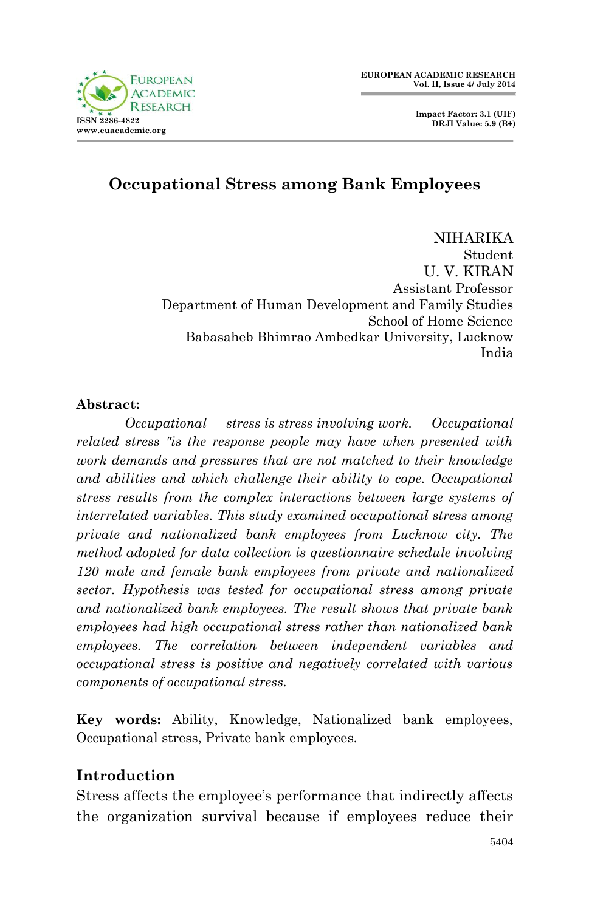# Occupational Stress among Bank Employees

NIHARIKA
Student
U. V. KIRAN
Assistant Professor
Department of Human Development and Family Studies
School of Home Science
Babasaheb Bhimrao Ambedkar University, Lucknow
India

**Abstract:**

*Occupational stress is stress involving work. Occupational related stress "is the response people may have when presented with work demands and pressures that are not matched to their knowledge and abilities and which challenge their ability to cope. Occupational stress results from the complex interactions between large systems of interrelated variables. This study examined occupational stress among private and nationalized bank employees from Lucknow city. The method adopted for data collection is questionnaire schedule involving 120 male and female bank employees from private and nationalized sector. Hypothesis was tested for occupational stress among private and nationalized bank employees. The result shows that private bank employees had high occupational stress rather than nationalized bank employees. The correlation between independent variables and occupational stress is positive and negatively correlated with various components of occupational stress.*

**Key words:** Ability, Knowledge, Nationalized bank employees, Occupational stress, Private bank employees.

## Introduction

Stress affects the employee's performance that indirectly affects the organization survival because if employees reduce their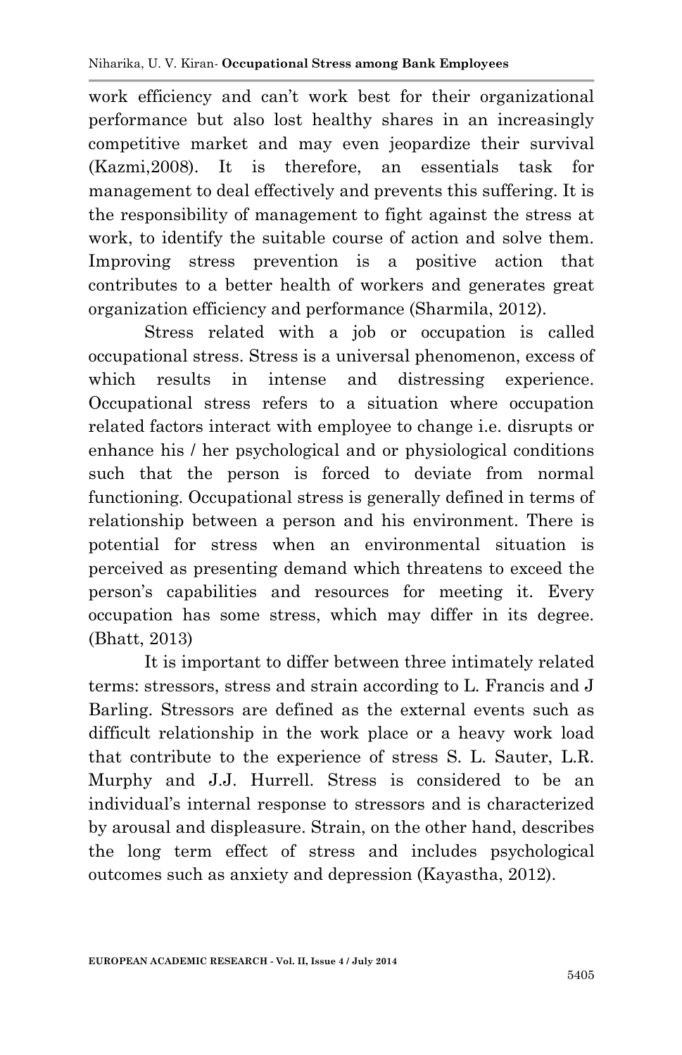work efficiency and can't work best for their organizational performance but also lost healthy shares in an increasingly competitive market and may even jeopardize their survival (Kazmi,2008). It is therefore, an essentials task for management to deal effectively and prevents this suffering. It is the responsibility of management to fight against the stress at work, to identify the suitable course of action and solve them. Improving stress prevention is a positive action that contributes to a better health of workers and generates great organization efficiency and performance (Sharmila, 2012).

Stress related with a job or occupation is called occupational stress. Stress is a universal phenomenon, excess of which results in intense and distressing experience. Occupational stress refers to a situation where occupation related factors interact with employee to change i.e. disrupts or enhance his / her psychological and or physiological conditions such that the person is forced to deviate from normal functioning. Occupational stress is generally defined in terms of relationship between a person and his environment. There is potential for stress when an environmental situation is perceived as presenting demand which threatens to exceed the person's capabilities and resources for meeting it. Every occupation has some stress, which may differ in its degree. (Bhatt, 2013)

It is important to differ between three intimately related terms: stressors, stress and strain according to L. Francis and J Barling. Stressors are defined as the external events such as difficult relationship in the work place or a heavy work load that contribute to the experience of stress S. L. Sauter, L.R. Murphy and J.J. Hurrell. Stress is considered to be an individual's internal response to stressors and is characterized by arousal and displeasure. Strain, on the other hand, describes the long term effect of stress and includes psychological outcomes such as anxiety and depression (Kayastha, 2012).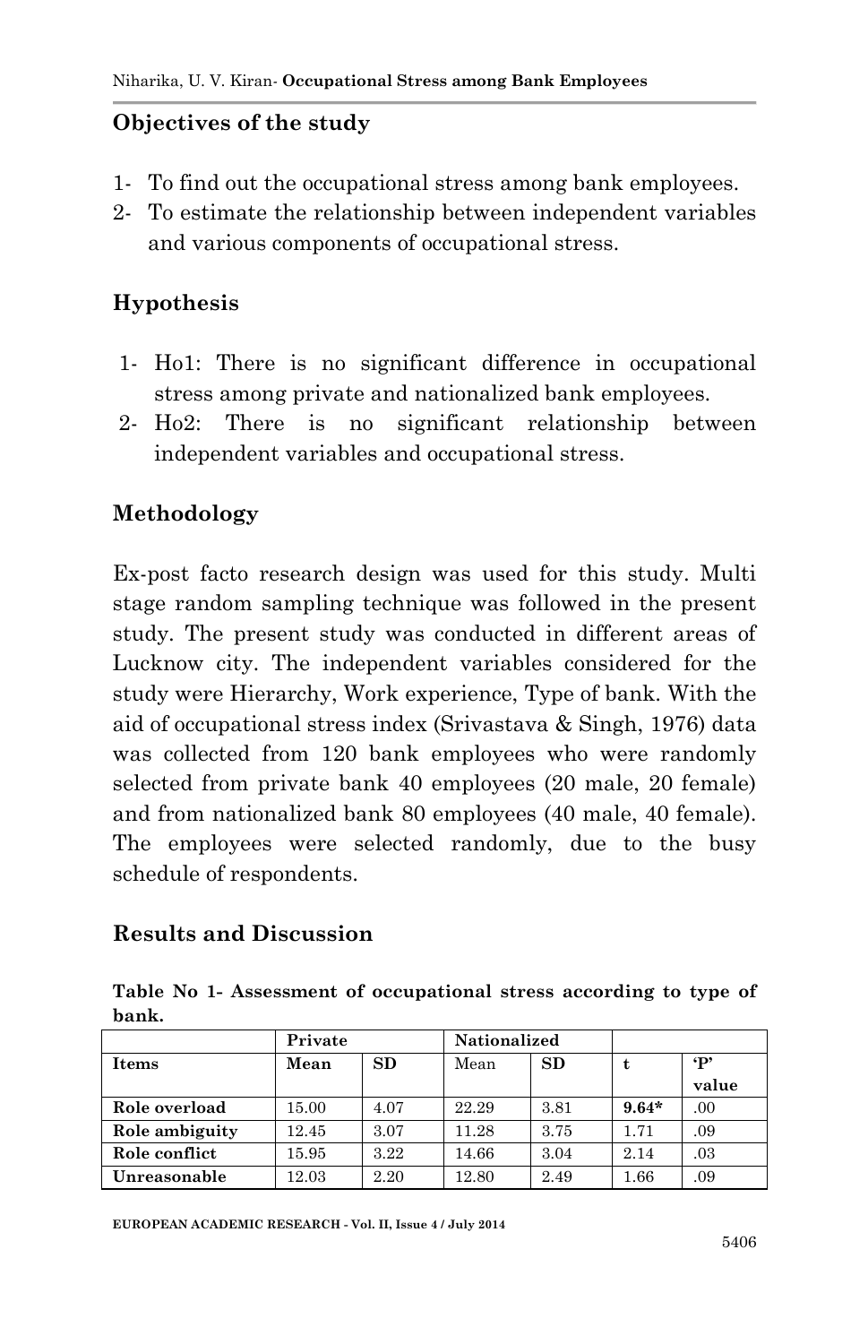## Objectives of the study

1- To find out the occupational stress among bank employees.
2- To estimate the relationship between independent variables and various components of occupational stress.

## Hypothesis

1- Ho1: There is no significant difference in occupational stress among private and nationalized bank employees.
2- Ho2: There is no significant relationship between independent variables and occupational stress.

## Methodology

Ex-post facto research design was used for this study. Multi stage random sampling technique was followed in the present study. The present study was conducted in different areas of Lucknow city. The independent variables considered for the study were Hierarchy, Work experience, Type of bank. With the aid of occupational stress index (Srivastava & Singh, 1976) data was collected from 120 bank employees who were randomly selected from private bank 40 employees (20 male, 20 female) and from nationalized bank 80 employees (40 male, 40 female). The employees were selected randomly, due to the busy schedule of respondents.

## Results and Discussion

**Table No 1- Assessment of occupational stress according to type of bank.**

| | Private | | Nationalized | | | |
|---|---|---|---|---|---|---|
| **Items** | **Mean** | **SD** | Mean | **SD** | **t** | **'P' value** |
| **Role overload** | 15.00 | 4.07 | 22.29 | 3.81 | **9.64*** | .00 |
| **Role ambiguity** | 12.45 | 3.07 | 11.28 | 3.75 | 1.71 | .09 |
| **Role conflict** | 15.95 | 3.22 | 14.66 | 3.04 | 2.14 | .03 |
| **Unreasonable** | 12.03 | 2.20 | 12.80 | 2.49 | 1.66 | .09 |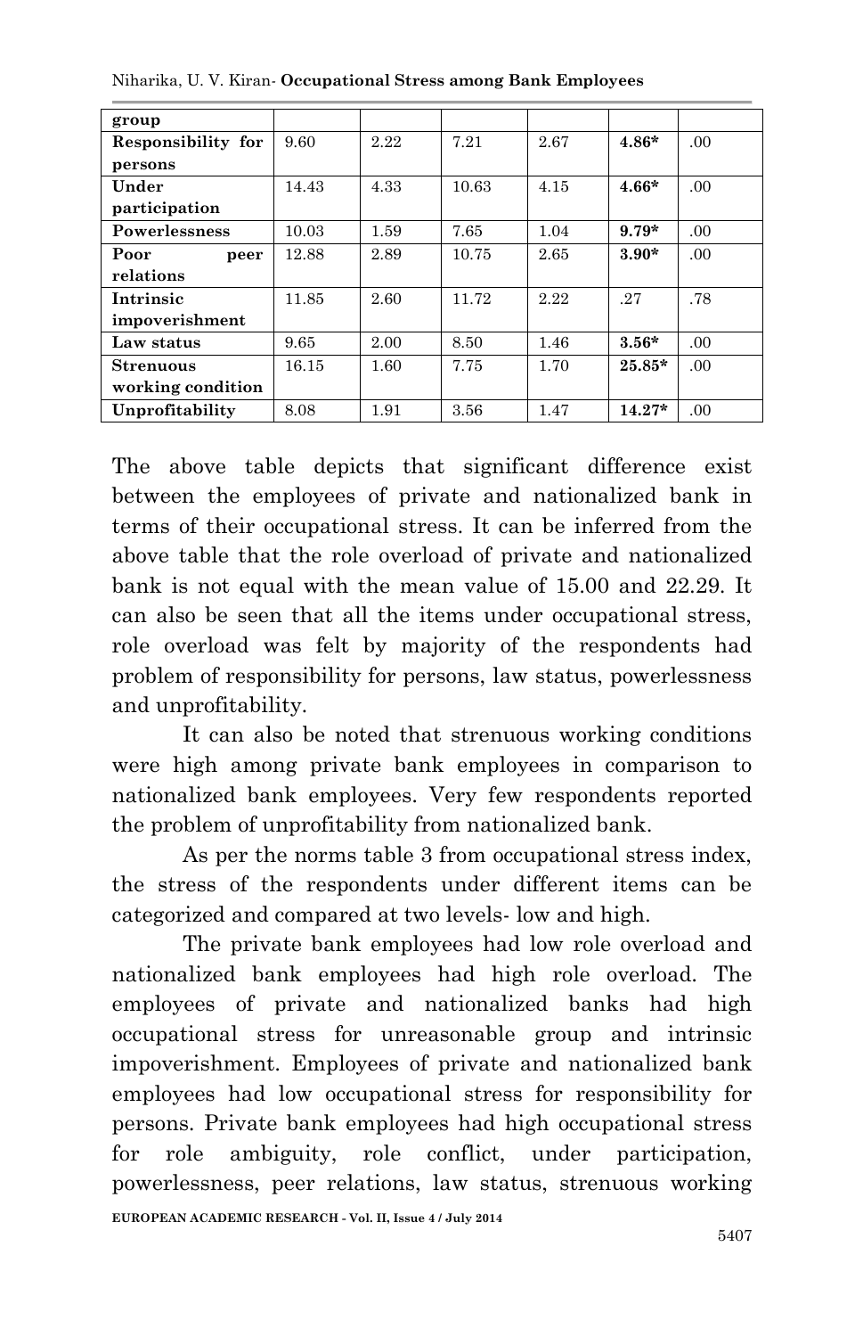| group | | | | | | |
|---|---|---|---|---|---|---|
| Responsibility for persons | 9.60 | 2.22 | 7.21 | 2.67 | **4.86*** | .00 |
| Under participation | 14.43 | 4.33 | 10.63 | 4.15 | **4.66*** | .00 |
| Powerlessness | 10.03 | 1.59 | 7.65 | 1.04 | **9.79*** | .00 |
| Poor peer relations | 12.88 | 2.89 | 10.75 | 2.65 | **3.90*** | .00 |
| Intrinsic impoverishment | 11.85 | 2.60 | 11.72 | 2.22 | .27 | .78 |
| Law status | 9.65 | 2.00 | 8.50 | 1.46 | **3.56*** | .00 |
| Strenuous working condition | 16.15 | 1.60 | 7.75 | 1.70 | **25.85*** | .00 |
| Unprofitability | 8.08 | 1.91 | 3.56 | 1.47 | **14.27*** | .00 |

The above table depicts that significant difference exist between the employees of private and nationalized bank in terms of their occupational stress. It can be inferred from the above table that the role overload of private and nationalized bank is not equal with the mean value of 15.00 and 22.29. It can also be seen that all the items under occupational stress, role overload was felt by majority of the respondents had problem of responsibility for persons, law status, powerlessness and unprofitability.

It can also be noted that strenuous working conditions were high among private bank employees in comparison to nationalized bank employees. Very few respondents reported the problem of unprofitability from nationalized bank.

As per the norms table 3 from occupational stress index, the stress of the respondents under different items can be categorized and compared at two levels- low and high.

The private bank employees had low role overload and nationalized bank employees had high role overload. The employees of private and nationalized banks had high occupational stress for unreasonable group and intrinsic impoverishment. Employees of private and nationalized bank employees had low occupational stress for responsibility for persons. Private bank employees had high occupational stress for role ambiguity, role conflict, under participation, powerlessness, peer relations, law status, strenuous working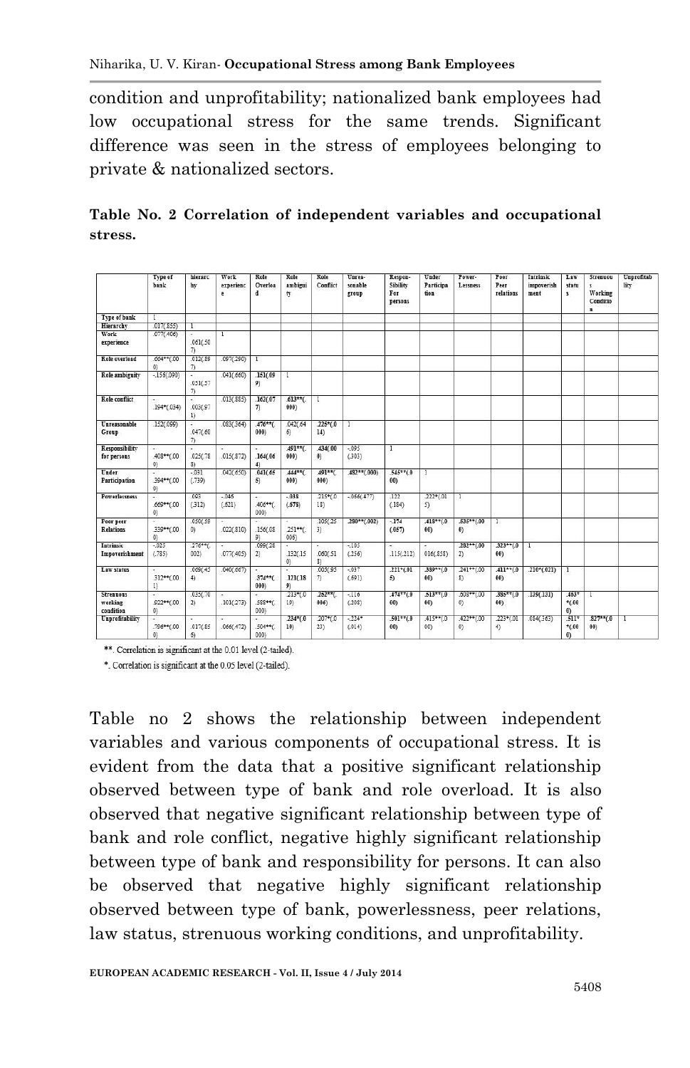condition and unprofitability; nationalized bank employees had low occupational stress for the same trends. Significant difference was seen in the stress of employees belonging to private & nationalized sectors.

**Table No. 2 Correlation of independent variables and occupational stress.**

| | Type of bank | hierarchy | Work experience | Role Overload | Role ambiguity | Role Conflict | Unreasonable group | Responsibility For persons | Under Participation | Powerlessness | Poor Peer relations | Intrinsic impoverishment | Law status | Strenuous Working Condition | Unprofitability |
|---|---|---|---|---|---|---|---|---|---|---|---|---|---|---|---|
| **Type of bank** | 1 | | | | | | | | | | | | | | |
| **Hierarchy** | .017(.855) | 1 | | | | | | | | | | | | | |
| **Work experience** | .077(.406) | -.061(.507) | 1 | | | | | | | | | | | | |
| **Role overload** | .664**(.000) | .012(.897) | .097(.290) | 1 | | | | | | | | | | | |
| **Role ambiguity** | -.156(.090) | -.051(.577) | .041(.660) | .151(.099) | 1 | | | | | | | | | | |
| **Role conflict** | -.194*(.034) | -.003(.971) | .013(.885) | .162(.077) | .613**(.000) | 1 | | | | | | | | | |
| **Unreasonable Group** | .152(.099) | -.047(.607) | .083(.364) | .476**(.000) | .042(.646) | .225*(.014) | 1 | | | | | | | | |
| **Responsibility for persons** | -.408**(.000) | -.025(.788) | .015(.872) | .164(.064) | .491**(.000) | .434(.000) | -.095(.303) | 1 | | | | | | | |
| **Under Participation** | -.394**(.000) | -.031(.739) | .042(.650) | .041(.655) | .444**(.000) | .491**(.000) | .482**(.000) | .545**(.000) | 1 | | | | | | |
| **Powerlessness** | -.669**(.000) | .093(.312) | -.046(.621) | -.406**(.000) | -.038(.678) | .215*(.018) | -.066(.477) | .122(.184) | .222*(.015) | 1 | | | | | |
| **Poor peer Relations** | -.339**(.000) | .050(.590) | .022(.810) | -.156(.089) | -.251**(.006) | .105(.253) | .280**(.002) | -.174(.057) | .418**(.000) | .636**(.000) | 1 | | | | |
| **Intrinsic Impoverishment** | -.025(.785) | .276**(.002) | -.077(.405) | .099(.282) | -.132(.150) | .060(.518) | -.105(.256) | -.115(.212) | -.016(.858) | .282**(.002) | .323**(.000) | 1 | | | |
| **Law status** | -.312**(.001) | .069(.454) | .040(.667) | -.374**(.000) | -.121(.189) | .003(.957) | -.037(.691) | .221*(.015) | .389**(.000) | .241**(.008) | .411**(.000) | .210*(.021) | 1 | | |
| **Strenuous working condition** | -.622**(.000) | .035(.702) | -.101(.273) | -.588**(.000) | .213*(.019) | .252**(.006) | -.116(.208) | .474**(.000) | .513**(.000) | .608**(.000) | .385**(.000) | .139(.131) | .463**(.000) | 1 | |
| **Unprofitability** | -.796**(.000) | -.017(.856) | -.066(.472) | -.504**(.000) | .234*(.010) | .207*(.023) | -.224*(.014) | .501**(.000) | .415**(.000) | .422**(.000) | .223*(.014) | .084(.363) | .511**(.000) | .827**(.000) | 1 |

**. Correlation is significant at the 0.01 level (2-tailed).

*. Correlation is significant at the 0.05 level (2-tailed).

Table no 2 shows the relationship between independent variables and various components of occupational stress. It is evident from the data that a positive significant relationship observed between type of bank and role overload. It is also observed that negative significant relationship between type of bank and role conflict, negative highly significant relationship between type of bank and responsibility for persons. It can also be observed that negative highly significant relationship observed between type of bank, powerlessness, peer relations, law status, strenuous working conditions, and unprofitability.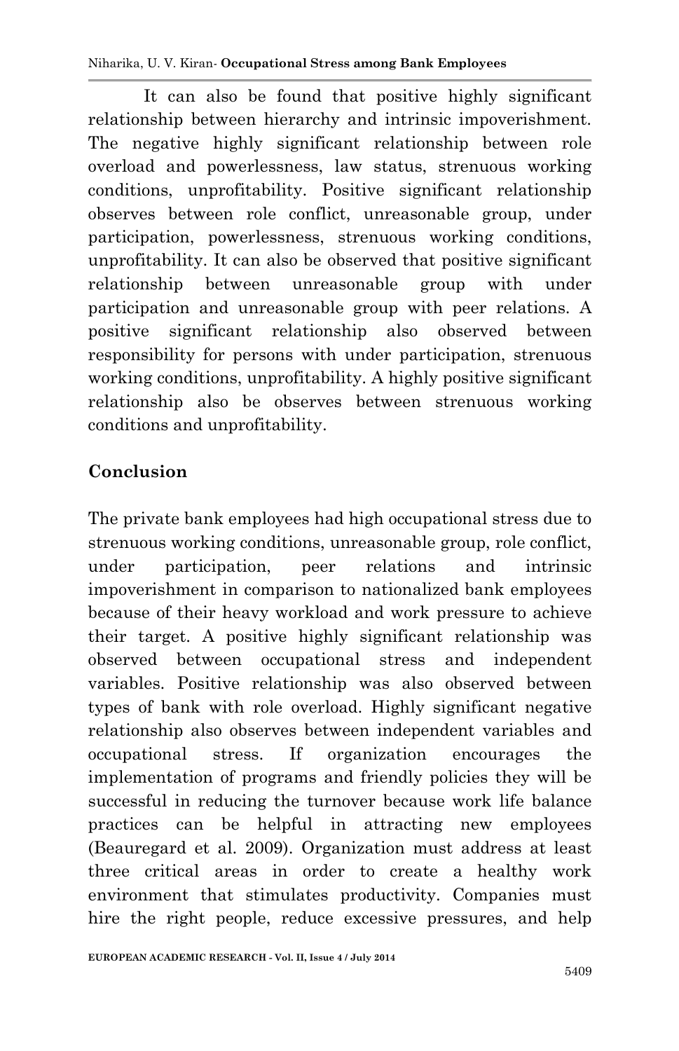It can also be found that positive highly significant relationship between hierarchy and intrinsic impoverishment. The negative highly significant relationship between role overload and powerlessness, law status, strenuous working conditions, unprofitability. Positive significant relationship observes between role conflict, unreasonable group, under participation, powerlessness, strenuous working conditions, unprofitability. It can also be observed that positive significant relationship between unreasonable group with under participation and unreasonable group with peer relations. A positive significant relationship also observed between responsibility for persons with under participation, strenuous working conditions, unprofitability. A highly positive significant relationship also be observes between strenuous working conditions and unprofitability.

## Conclusion

The private bank employees had high occupational stress due to strenuous working conditions, unreasonable group, role conflict, under participation, peer relations and intrinsic impoverishment in comparison to nationalized bank employees because of their heavy workload and work pressure to achieve their target. A positive highly significant relationship was observed between occupational stress and independent variables. Positive relationship was also observed between types of bank with role overload. Highly significant negative relationship also observes between independent variables and occupational stress. If organization encourages the implementation of programs and friendly policies they will be successful in reducing the turnover because work life balance practices can be helpful in attracting new employees (Beauregard et al. 2009). Organization must address at least three critical areas in order to create a healthy work environment that stimulates productivity. Companies must hire the right people, reduce excessive pressures, and help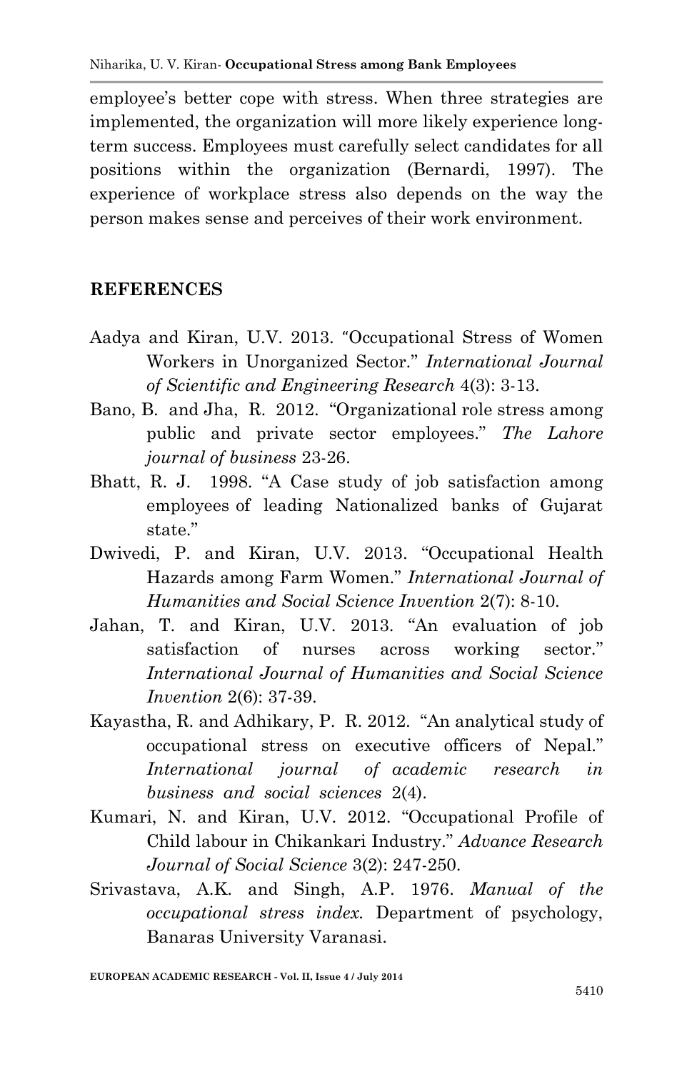employee's better cope with stress. When three strategies are implemented, the organization will more likely experience long-term success. Employees must carefully select candidates for all positions within the organization (Bernardi, 1997). The experience of workplace stress also depends on the way the person makes sense and perceives of their work environment.

## REFERENCES

Aadya and Kiran, U.V. 2013. "Occupational Stress of Women Workers in Unorganized Sector." *International Journal of Scientific and Engineering Research* 4(3): 3-13.

Bano, B. and Jha, R. 2012. "Organizational role stress among public and private sector employees." *The Lahore journal of business* 23-26.

Bhatt, R. J. 1998. "A Case study of job satisfaction among employees of leading Nationalized banks of Gujarat state."

Dwivedi, P. and Kiran, U.V. 2013. "Occupational Health Hazards among Farm Women." *International Journal of Humanities and Social Science Invention* 2(7): 8-10.

Jahan, T. and Kiran, U.V. 2013. "An evaluation of job satisfaction of nurses across working sector." *International Journal of Humanities and Social Science Invention* 2(6): 37-39.

Kayastha, R. and Adhikary, P. R. 2012. "An analytical study of occupational stress on executive officers of Nepal." *International journal of academic research in business and social sciences* 2(4).

Kumari, N. and Kiran, U.V. 2012. "Occupational Profile of Child labour in Chikankari Industry." *Advance Research Journal of Social Science* 3(2): 247-250.

Srivastava, A.K. and Singh, A.P. 1976. *Manual of the occupational stress index.* Department of psychology, Banaras University Varanasi.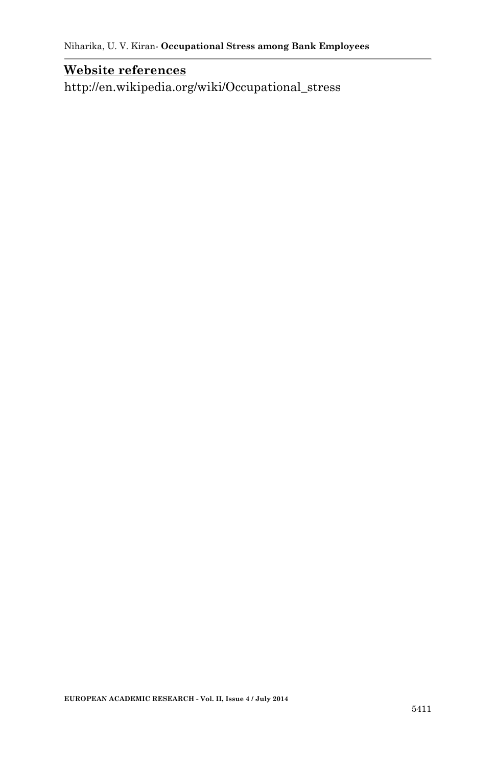## Website references

http://en.wikipedia.org/wiki/Occupational_stress